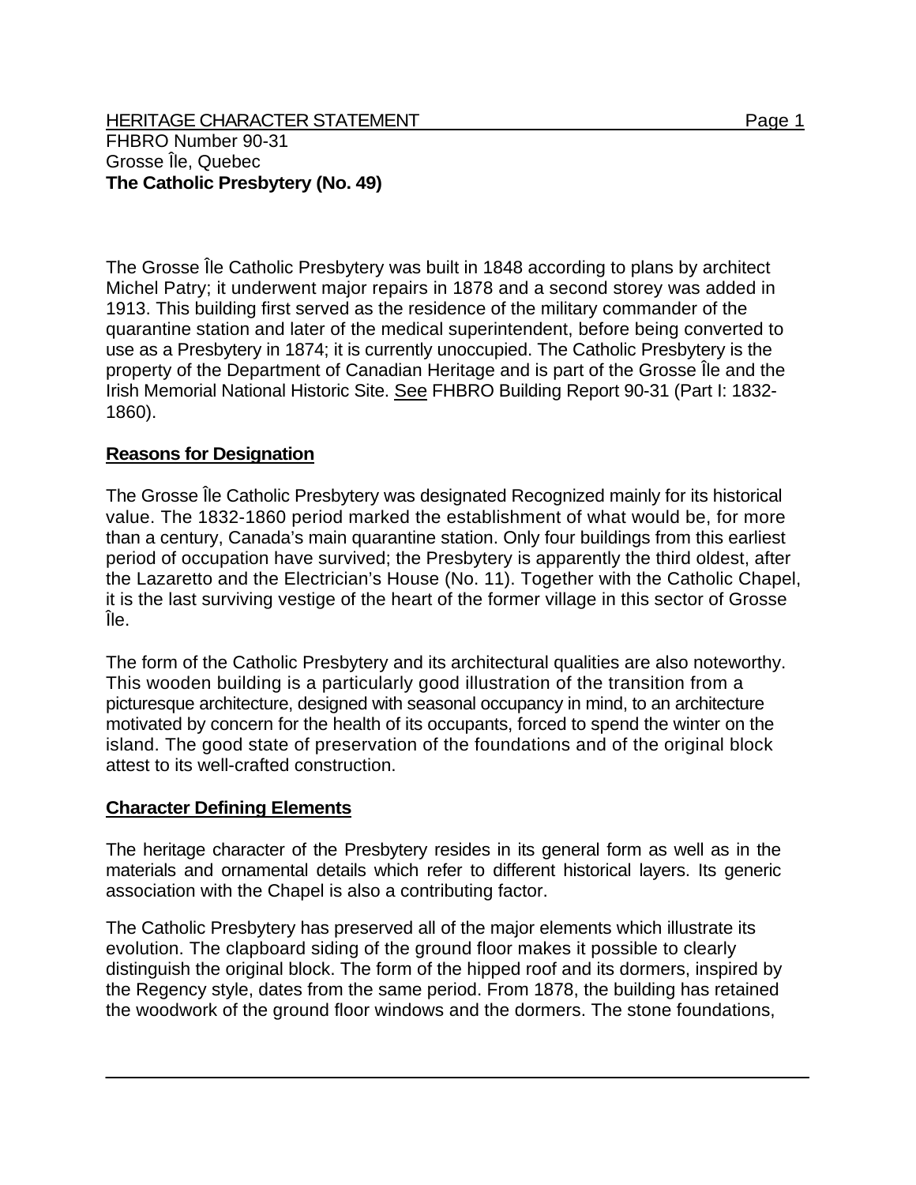FHBRO Number 90-31
Grosse Île, Quebec
**The Catholic Presbytery (No. 49)**

The Grosse Île Catholic Presbytery was built in 1848 according to plans by architect Michel Patry; it underwent major repairs in 1878 and a second storey was added in 1913. This building first served as the residence of the military commander of the quarantine station and later of the medical superintendent, before being converted to use as a Presbytery in 1874; it is currently unoccupied. The Catholic Presbytery is the property of the Department of Canadian Heritage and is part of the Grosse Île and the Irish Memorial National Historic Site. See FHBRO Building Report 90-31 (Part I: 1832-1860).

## Reasons for Designation

The Grosse Île Catholic Presbytery was designated Recognized mainly for its historical value. The 1832-1860 period marked the establishment of what would be, for more than a century, Canada's main quarantine station. Only four buildings from this earliest period of occupation have survived; the Presbytery is apparently the third oldest, after the Lazaretto and the Electrician's House (No. 11). Together with the Catholic Chapel, it is the last surviving vestige of the heart of the former village in this sector of Grosse Île.

The form of the Catholic Presbytery and its architectural qualities are also noteworthy. This wooden building is a particularly good illustration of the transition from a picturesque architecture, designed with seasonal occupancy in mind, to an architecture motivated by concern for the health of its occupants, forced to spend the winter on the island. The good state of preservation of the foundations and of the original block attest to its well-crafted construction.

## Character Defining Elements

The heritage character of the Presbytery resides in its general form as well as in the materials and ornamental details which refer to different historical layers. Its generic association with the Chapel is also a contributing factor.

The Catholic Presbytery has preserved all of the major elements which illustrate its evolution. The clapboard siding of the ground floor makes it possible to clearly distinguish the original block. The form of the hipped roof and its dormers, inspired by the Regency style, dates from the same period. From 1878, the building has retained the woodwork of the ground floor windows and the dormers. The stone foundations,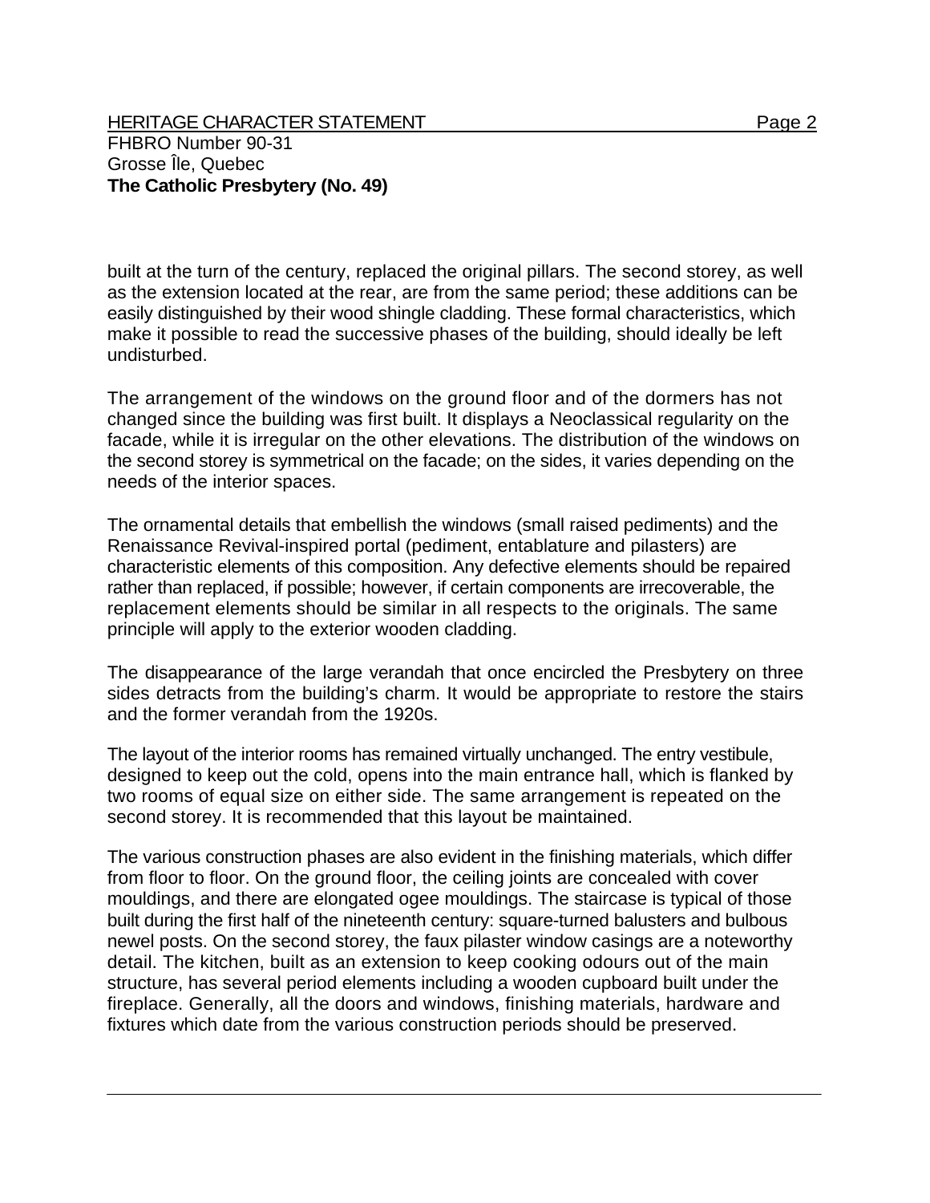built at the turn of the century, replaced the original pillars. The second storey, as well as the extension located at the rear, are from the same period; these additions can be easily distinguished by their wood shingle cladding. These formal characteristics, which make it possible to read the successive phases of the building, should ideally be left undisturbed.

The arrangement of the windows on the ground floor and of the dormers has not changed since the building was first built. It displays a Neoclassical regularity on the facade, while it is irregular on the other elevations. The distribution of the windows on the second storey is symmetrical on the facade; on the sides, it varies depending on the needs of the interior spaces.

The ornamental details that embellish the windows (small raised pediments) and the Renaissance Revival-inspired portal (pediment, entablature and pilasters) are characteristic elements of this composition. Any defective elements should be repaired rather than replaced, if possible; however, if certain components are irrecoverable, the replacement elements should be similar in all respects to the originals. The same principle will apply to the exterior wooden cladding.

The disappearance of the large verandah that once encircled the Presbytery on three sides detracts from the building's charm. It would be appropriate to restore the stairs and the former verandah from the 1920s.

The layout of the interior rooms has remained virtually unchanged. The entry vestibule, designed to keep out the cold, opens into the main entrance hall, which is flanked by two rooms of equal size on either side. The same arrangement is repeated on the second storey. It is recommended that this layout be maintained.

The various construction phases are also evident in the finishing materials, which differ from floor to floor. On the ground floor, the ceiling joints are concealed with cover mouldings, and there are elongated ogee mouldings. The staircase is typical of those built during the first half of the nineteenth century: square-turned balusters and bulbous newel posts. On the second storey, the faux pilaster window casings are a noteworthy detail. The kitchen, built as an extension to keep cooking odours out of the main structure, has several period elements including a wooden cupboard built under the fireplace. Generally, all the doors and windows, finishing materials, hardware and fixtures which date from the various construction periods should be preserved.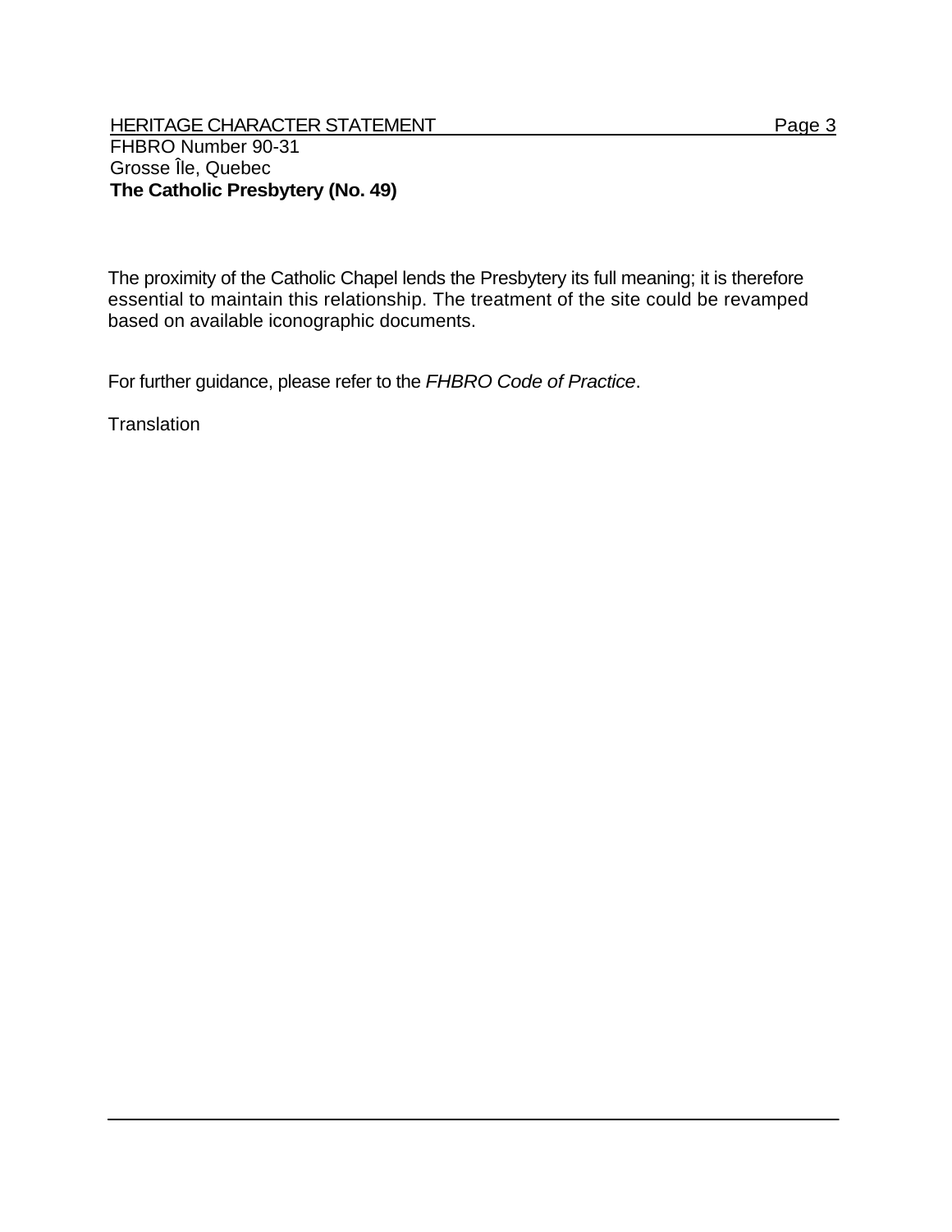The proximity of the Catholic Chapel lends the Presbytery its full meaning; it is therefore essential to maintain this relationship. The treatment of the site could be revamped based on available iconographic documents.

For further guidance, please refer to the *FHBRO Code of Practice*.

Translation